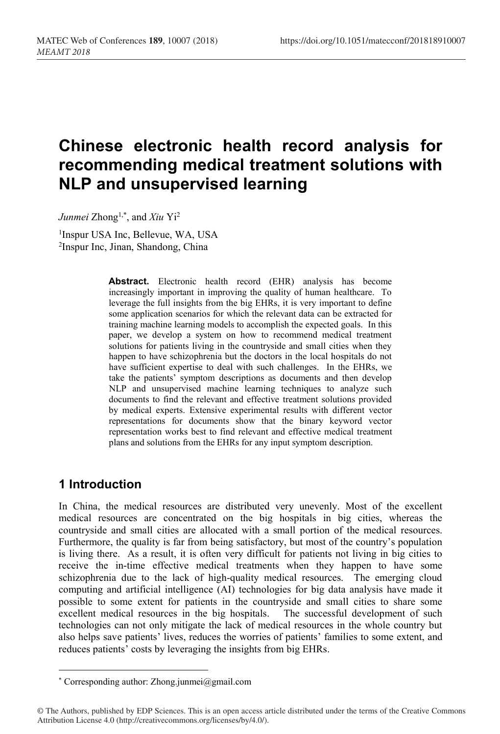# Chinese electronic health record analysis for recommending medical treatment solutions with NLP and unsupervised learning

*Junmei* Zhong[1,*], and *Xiu* Yi[2]

[1]Inspur USA Inc, Bellevue, WA, USA
[2]Inspur Inc, Jinan, Shandong, China

**Abstract.** Electronic health record (EHR) analysis has become increasingly important in improving the quality of human healthcare. To leverage the full insights from the big EHRs, it is very important to define some application scenarios for which the relevant data can be extracted for training machine learning models to accomplish the expected goals. In this paper, we develop a system on how to recommend medical treatment solutions for patients living in the countryside and small cities when they happen to have schizophrenia but the doctors in the local hospitals do not have sufficient expertise to deal with such challenges. In the EHRs, we take the patients' symptom descriptions as documents and then develop NLP and unsupervised machine learning techniques to analyze such documents to find the relevant and effective treatment solutions provided by medical experts. Extensive experimental results with different vector representations for documents show that the binary keyword vector representation works best to find relevant and effective medical treatment plans and solutions from the EHRs for any input symptom description.

## 1 Introduction

In China, the medical resources are distributed very unevenly. Most of the excellent medical resources are concentrated on the big hospitals in big cities, whereas the countryside and small cities are allocated with a small portion of the medical resources. Furthermore, the quality is far from being satisfactory, but most of the country's population is living there. As a result, it is often very difficult for patients not living in big cities to receive the in-time effective medical treatments when they happen to have some schizophrenia due to the lack of high-quality medical resources. The emerging cloud computing and artificial intelligence (AI) technologies for big data analysis have made it possible to some extent for patients in the countryside and small cities to share some excellent medical resources in the big hospitals. The successful development of such technologies can not only mitigate the lack of medical resources in the whole country but also helps save patients' lives, reduces the worries of patients' families to some extent, and reduces patients' costs by leveraging the insights from big EHRs.

* Corresponding author: Zhong.junmei@gmail.com

© The Authors, published by EDP Sciences. This is an open access article distributed under the terms of the Creative Commons Attribution License 4.0 (http://creativecommons.org/licenses/by/4.0/).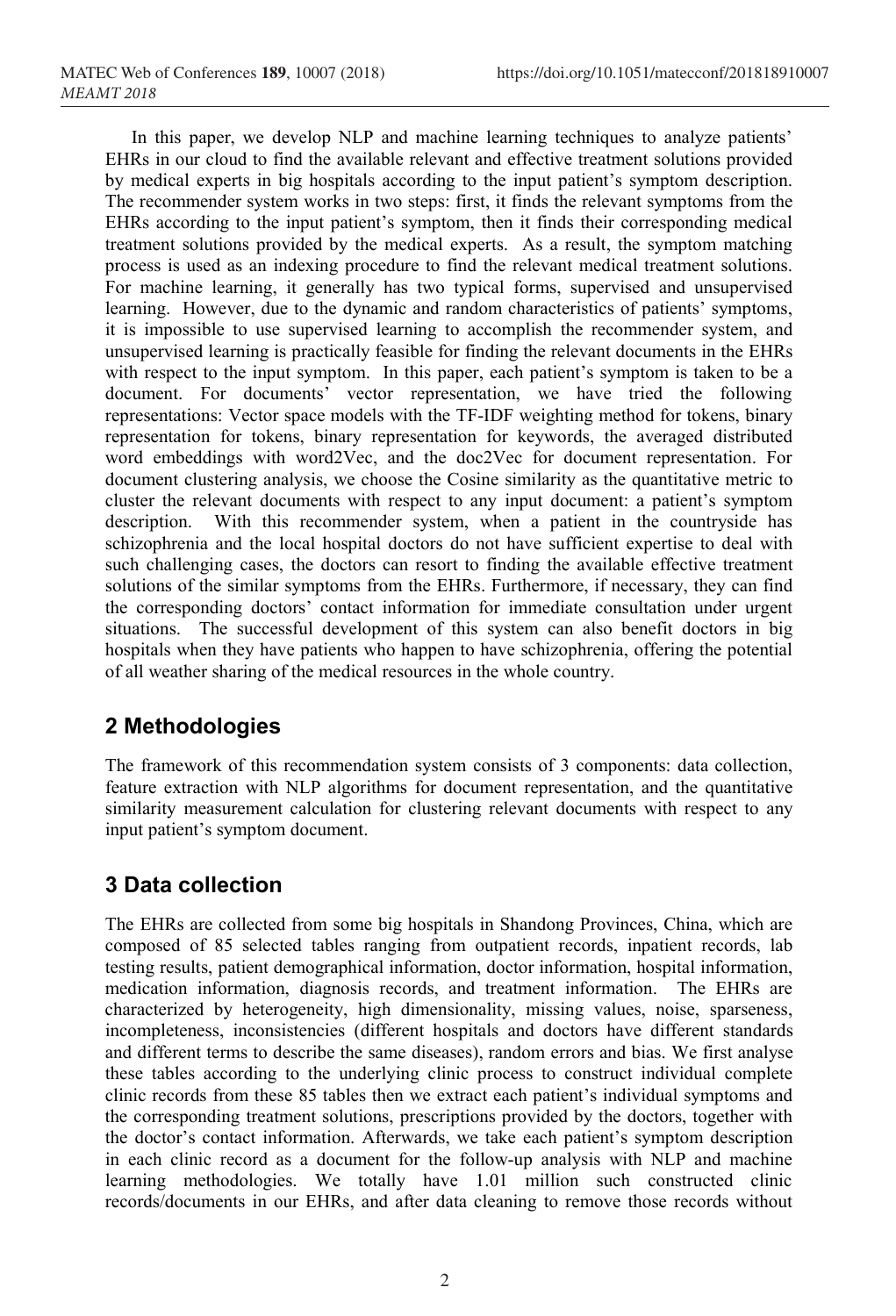In this paper, we develop NLP and machine learning techniques to analyze patients' EHRs in our cloud to find the available relevant and effective treatment solutions provided by medical experts in big hospitals according to the input patient's symptom description. The recommender system works in two steps: first, it finds the relevant symptoms from the EHRs according to the input patient's symptom, then it finds their corresponding medical treatment solutions provided by the medical experts. As a result, the symptom matching process is used as an indexing procedure to find the relevant medical treatment solutions. For machine learning, it generally has two typical forms, supervised and unsupervised learning. However, due to the dynamic and random characteristics of patients' symptoms, it is impossible to use supervised learning to accomplish the recommender system, and unsupervised learning is practically feasible for finding the relevant documents in the EHRs with respect to the input symptom. In this paper, each patient's symptom is taken to be a document. For documents' vector representation, we have tried the following representations: Vector space models with the TF-IDF weighting method for tokens, binary representation for tokens, binary representation for keywords, the averaged distributed word embeddings with word2Vec, and the doc2Vec for document representation. For document clustering analysis, we choose the Cosine similarity as the quantitative metric to cluster the relevant documents with respect to any input document: a patient's symptom description. With this recommender system, when a patient in the countryside has schizophrenia and the local hospital doctors do not have sufficient expertise to deal with such challenging cases, the doctors can resort to finding the available effective treatment solutions of the similar symptoms from the EHRs. Furthermore, if necessary, they can find the corresponding doctors' contact information for immediate consultation under urgent situations. The successful development of this system can also benefit doctors in big hospitals when they have patients who happen to have schizophrenia, offering the potential of all weather sharing of the medical resources in the whole country.

## 2 Methodologies

The framework of this recommendation system consists of 3 components: data collection, feature extraction with NLP algorithms for document representation, and the quantitative similarity measurement calculation for clustering relevant documents with respect to any input patient's symptom document.

## 3 Data collection

The EHRs are collected from some big hospitals in Shandong Provinces, China, which are composed of 85 selected tables ranging from outpatient records, inpatient records, lab testing results, patient demographical information, doctor information, hospital information, medication information, diagnosis records, and treatment information. The EHRs are characterized by heterogeneity, high dimensionality, missing values, noise, sparseness, incompleteness, inconsistencies (different hospitals and doctors have different standards and different terms to describe the same diseases), random errors and bias. We first analyse these tables according to the underlying clinic process to construct individual complete clinic records from these 85 tables then we extract each patient's individual symptoms and the corresponding treatment solutions, prescriptions provided by the doctors, together with the doctor's contact information. Afterwards, we take each patient's symptom description in each clinic record as a document for the follow-up analysis with NLP and machine learning methodologies. We totally have 1.01 million such constructed clinic records/documents in our EHRs, and after data cleaning to remove those records without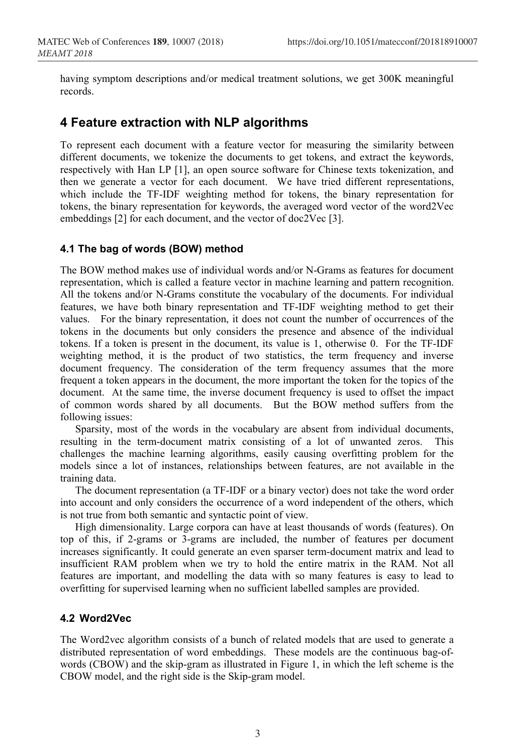having symptom descriptions and/or medical treatment solutions, we get 300K meaningful records.

## 4 Feature extraction with NLP algorithms

To represent each document with a feature vector for measuring the similarity between different documents, we tokenize the documents to get tokens, and extract the keywords, respectively with Han LP [1], an open source software for Chinese texts tokenization, and then we generate a vector for each document. We have tried different representations, which include the TF-IDF weighting method for tokens, the binary representation for tokens, the binary representation for keywords, the averaged word vector of the word2Vec embeddings [2] for each document, and the vector of doc2Vec [3].

### 4.1 The bag of words (BOW) method

The BOW method makes use of individual words and/or N-Grams as features for document representation, which is called a feature vector in machine learning and pattern recognition. All the tokens and/or N-Grams constitute the vocabulary of the documents. For individual features, we have both binary representation and TF-IDF weighting method to get their values. For the binary representation, it does not count the number of occurrences of the tokens in the documents but only considers the presence and absence of the individual tokens. If a token is present in the document, its value is 1, otherwise 0. For the TF-IDF weighting method, it is the product of two statistics, the term frequency and inverse document frequency. The consideration of the term frequency assumes that the more frequent a token appears in the document, the more important the token for the topics of the document. At the same time, the inverse document frequency is used to offset the impact of common words shared by all documents. But the BOW method suffers from the following issues:

Sparsity, most of the words in the vocabulary are absent from individual documents, resulting in the term-document matrix consisting of a lot of unwanted zeros. This challenges the machine learning algorithms, easily causing overfitting problem for the models since a lot of instances, relationships between features, are not available in the training data.

The document representation (a TF-IDF or a binary vector) does not take the word order into account and only considers the occurrence of a word independent of the others, which is not true from both semantic and syntactic point of view.

High dimensionality. Large corpora can have at least thousands of words (features). On top of this, if 2-grams or 3-grams are included, the number of features per document increases significantly. It could generate an even sparser term-document matrix and lead to insufficient RAM problem when we try to hold the entire matrix in the RAM. Not all features are important, and modelling the data with so many features is easy to lead to overfitting for supervised learning when no sufficient labelled samples are provided.

### 4.2 Word2Vec

The Word2vec algorithm consists of a bunch of related models that are used to generate a distributed representation of word embeddings. These models are the continuous bag-of-words (CBOW) and the skip-gram as illustrated in Figure 1, in which the left scheme is the CBOW model, and the right side is the Skip-gram model.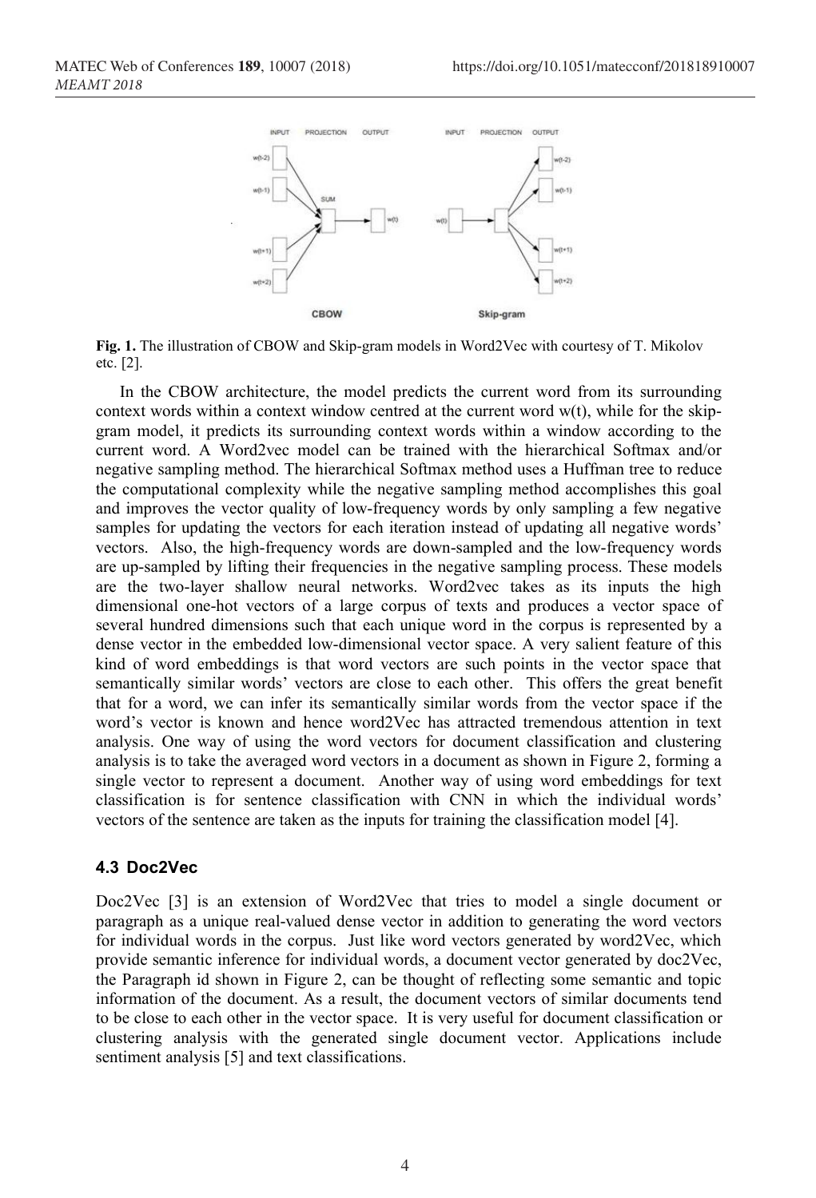**Fig. 1.** The illustration of CBOW and Skip-gram models in Word2Vec with courtesy of T. Mikolov etc. [2].

In the CBOW architecture, the model predicts the current word from its surrounding context words within a context window centred at the current word w(t), while for the skip-gram model, it predicts its surrounding context words within a window according to the current word. A Word2vec model can be trained with the hierarchical Softmax and/or negative sampling method. The hierarchical Softmax method uses a Huffman tree to reduce the computational complexity while the negative sampling method accomplishes this goal and improves the vector quality of low-frequency words by only sampling a few negative samples for updating the vectors for each iteration instead of updating all negative words' vectors. Also, the high-frequency words are down-sampled and the low-frequency words are up-sampled by lifting their frequencies in the negative sampling process. These models are the two-layer shallow neural networks. Word2vec takes as its inputs the high dimensional one-hot vectors of a large corpus of texts and produces a vector space of several hundred dimensions such that each unique word in the corpus is represented by a dense vector in the embedded low-dimensional vector space. A very salient feature of this kind of word embeddings is that word vectors are such points in the vector space that semantically similar words' vectors are close to each other. This offers the great benefit that for a word, we can infer its semantically similar words from the vector space if the word's vector is known and hence word2Vec has attracted tremendous attention in text analysis. One way of using the word vectors for document classification and clustering analysis is to take the averaged word vectors in a document as shown in Figure 2, forming a single vector to represent a document. Another way of using word embeddings for text classification is for sentence classification with CNN in which the individual words' vectors of the sentence are taken as the inputs for training the classification model [4].

### 4.3 Doc2Vec

Doc2Vec [3] is an extension of Word2Vec that tries to model a single document or paragraph as a unique real-valued dense vector in addition to generating the word vectors for individual words in the corpus. Just like word vectors generated by word2Vec, which provide semantic inference for individual words, a document vector generated by doc2Vec, the Paragraph id shown in Figure 2, can be thought of reflecting some semantic and topic information of the document. As a result, the document vectors of similar documents tend to be close to each other in the vector space. It is very useful for document classification or clustering analysis with the generated single document vector. Applications include sentiment analysis [5] and text classifications.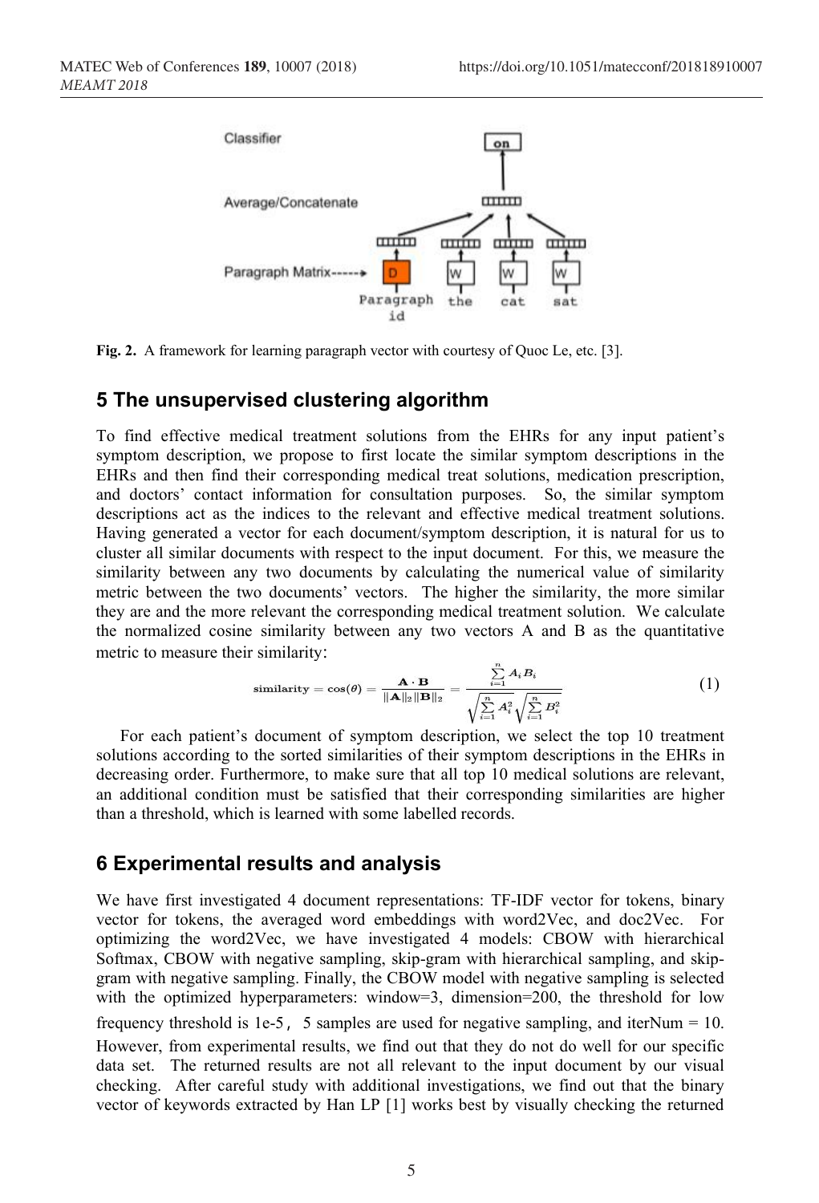Fig. 2. A framework for learning paragraph vector with courtesy of Quoc Le, etc. [3].

## 5 The unsupervised clustering algorithm

To find effective medical treatment solutions from the EHRs for any input patient's symptom description, we propose to first locate the similar symptom descriptions in the EHRs and then find their corresponding medical treat solutions, medication prescription, and doctors' contact information for consultation purposes. So, the similar symptom descriptions act as the indices to the relevant and effective medical treatment solutions. Having generated a vector for each document/symptom description, it is natural for us to cluster all similar documents with respect to the input document. For this, we measure the similarity between any two documents by calculating the numerical value of similarity metric between the two documents' vectors. The higher the similarity, the more similar they are and the more relevant the corresponding medical treatment solution. We calculate the normalized cosine similarity between any two vectors A and B as the quantitative metric to measure their similarity:

$$\textbf{similarity} = \cos(\theta) = \frac{\mathbf{A} \cdot \mathbf{B}}{\|\mathbf{A}\|_2 \|\mathbf{B}\|_2} = \frac{\sum_{i=1}^{n} A_i B_i}{\sqrt{\sum_{i=1}^{n} A_i^2} \sqrt{\sum_{i=1}^{n} B_i^2}} \tag{1}$$

For each patient's document of symptom description, we select the top 10 treatment solutions according to the sorted similarities of their symptom descriptions in the EHRs in decreasing order. Furthermore, to make sure that all top 10 medical solutions are relevant, an additional condition must be satisfied that their corresponding similarities are higher than a threshold, which is learned with some labelled records.

## 6 Experimental results and analysis

We have first investigated 4 document representations: TF-IDF vector for tokens, binary vector for tokens, the averaged word embeddings with word2Vec, and doc2Vec. For optimizing the word2Vec, we have investigated 4 models: CBOW with hierarchical Softmax, CBOW with negative sampling, skip-gram with hierarchical sampling, and skip-gram with negative sampling. Finally, the CBOW model with negative sampling is selected with the optimized hyperparameters: window=3, dimension=200, the threshold for low frequency threshold is 1e-5， 5 samples are used for negative sampling, and iterNum = 10. However, from experimental results, we find out that they do not do well for our specific data set. The returned results are not all relevant to the input document by our visual checking. After careful study with additional investigations, we find out that the binary vector of keywords extracted by Han LP [1] works best by visually checking the returned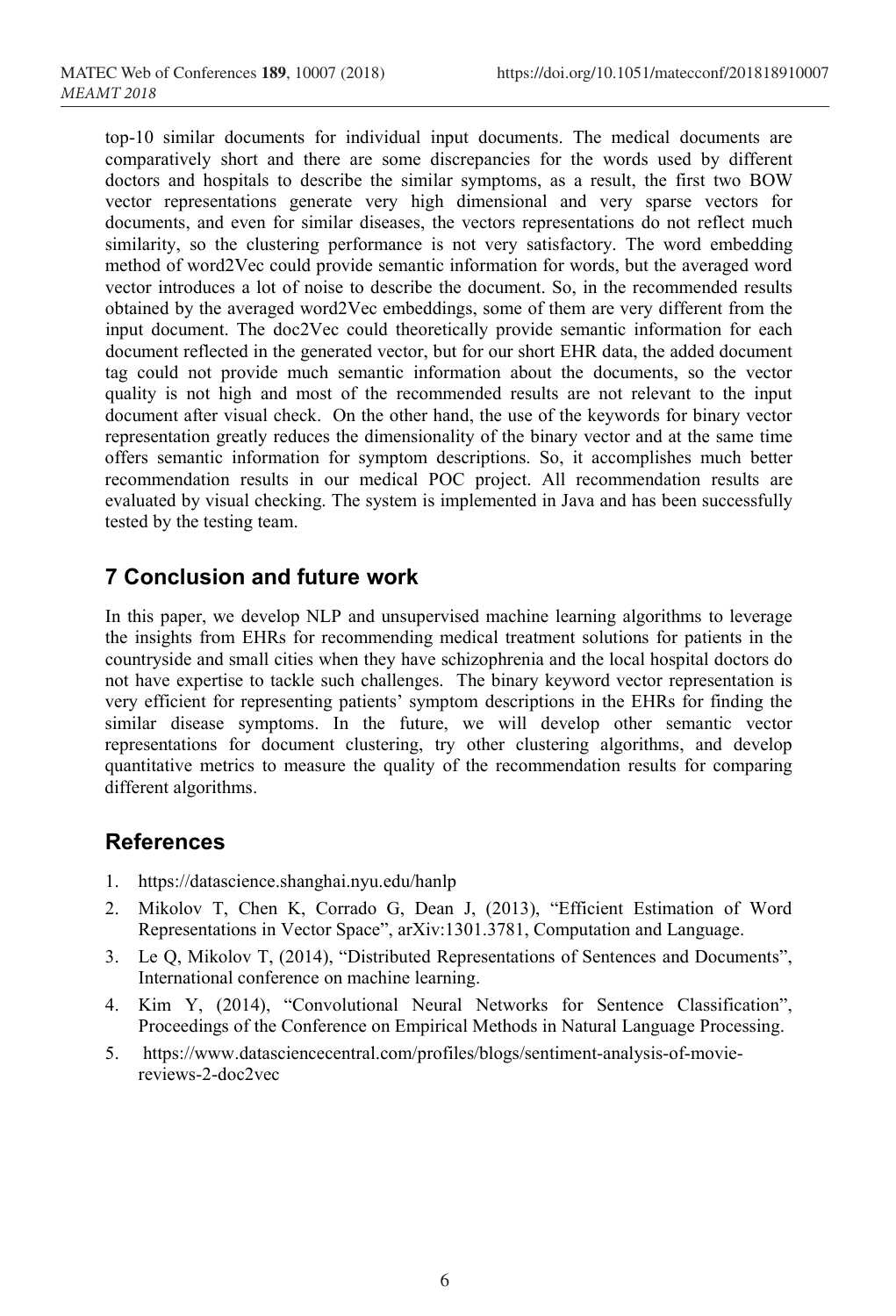top-10 similar documents for individual input documents. The medical documents are comparatively short and there are some discrepancies for the words used by different doctors and hospitals to describe the similar symptoms, as a result, the first two BOW vector representations generate very high dimensional and very sparse vectors for documents, and even for similar diseases, the vectors representations do not reflect much similarity, so the clustering performance is not very satisfactory. The word embedding method of word2Vec could provide semantic information for words, but the averaged word vector introduces a lot of noise to describe the document. So, in the recommended results obtained by the averaged word2Vec embeddings, some of them are very different from the input document. The doc2Vec could theoretically provide semantic information for each document reflected in the generated vector, but for our short EHR data, the added document tag could not provide much semantic information about the documents, so the vector quality is not high and most of the recommended results are not relevant to the input document after visual check. On the other hand, the use of the keywords for binary vector representation greatly reduces the dimensionality of the binary vector and at the same time offers semantic information for symptom descriptions. So, it accomplishes much better recommendation results in our medical POC project. All recommendation results are evaluated by visual checking. The system is implemented in Java and has been successfully tested by the testing team.

## 7 Conclusion and future work

In this paper, we develop NLP and unsupervised machine learning algorithms to leverage the insights from EHRs for recommending medical treatment solutions for patients in the countryside and small cities when they have schizophrenia and the local hospital doctors do not have expertise to tackle such challenges. The binary keyword vector representation is very efficient for representing patients' symptom descriptions in the EHRs for finding the similar disease symptoms. In the future, we will develop other semantic vector representations for document clustering, try other clustering algorithms, and develop quantitative metrics to measure the quality of the recommendation results for comparing different algorithms.

## References

1. https://datascience.shanghai.nyu.edu/hanlp
2. Mikolov T, Chen K, Corrado G, Dean J, (2013), "Efficient Estimation of Word Representations in Vector Space", arXiv:1301.3781, Computation and Language.
3. Le Q, Mikolov T, (2014), "Distributed Representations of Sentences and Documents", International conference on machine learning.
4. Kim Y, (2014), "Convolutional Neural Networks for Sentence Classification", Proceedings of the Conference on Empirical Methods in Natural Language Processing.
5. https://www.datasciencecentral.com/profiles/blogs/sentiment-analysis-of-movie-reviews-2-doc2vec